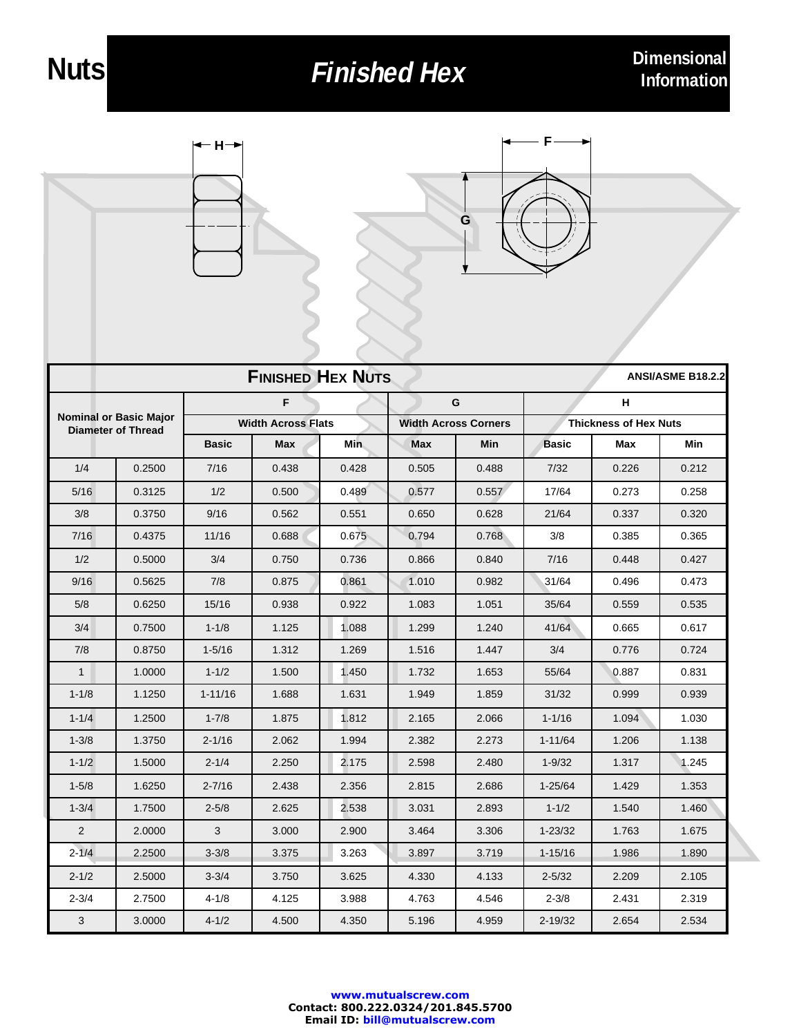# Nuts — *Finished Hex* — Dimensional Information

| Finished Hex Nuts | | | | | | | | | ANSI/ASME B18.2.2 |
|---|---|---|---|---|---|---|---|---|---|
| Nominal or Basic Major Diameter of Thread | | F | | | G | | H | | |
| | | Width Across Flats | | | Width Across Corners | | Thickness of Hex Nuts | | |
| | | Basic | Max | Min | Max | Min | Basic | Max | Min |
| 1/4 | 0.2500 | 7/16 | 0.438 | 0.428 | 0.505 | 0.488 | 7/32 | 0.226 | 0.212 |
| 5/16 | 0.3125 | 1/2 | 0.500 | 0.489 | 0.577 | 0.557 | 17/64 | 0.273 | 0.258 |
| 3/8 | 0.3750 | 9/16 | 0.562 | 0.551 | 0.650 | 0.628 | 21/64 | 0.337 | 0.320 |
| 7/16 | 0.4375 | 11/16 | 0.688 | 0.675 | 0.794 | 0.768 | 3/8 | 0.385 | 0.365 |
| 1/2 | 0.5000 | 3/4 | 0.750 | 0.736 | 0.866 | 0.840 | 7/16 | 0.448 | 0.427 |
| 9/16 | 0.5625 | 7/8 | 0.875 | 0.861 | 1.010 | 0.982 | 31/64 | 0.496 | 0.473 |
| 5/8 | 0.6250 | 15/16 | 0.938 | 0.922 | 1.083 | 1.051 | 35/64 | 0.559 | 0.535 |
| 3/4 | 0.7500 | 1-1/8 | 1.125 | 1.088 | 1.299 | 1.240 | 41/64 | 0.665 | 0.617 |
| 7/8 | 0.8750 | 1-5/16 | 1.312 | 1.269 | 1.516 | 1.447 | 3/4 | 0.776 | 0.724 |
| 1 | 1.0000 | 1-1/2 | 1.500 | 1.450 | 1.732 | 1.653 | 55/64 | 0.887 | 0.831 |
| 1-1/8 | 1.1250 | 1-11/16 | 1.688 | 1.631 | 1.949 | 1.859 | 31/32 | 0.999 | 0.939 |
| 1-1/4 | 1.2500 | 1-7/8 | 1.875 | 1.812 | 2.165 | 2.066 | 1-1/16 | 1.094 | 1.030 |
| 1-3/8 | 1.3750 | 2-1/16 | 2.062 | 1.994 | 2.382 | 2.273 | 1-11/64 | 1.206 | 1.138 |
| 1-1/2 | 1.5000 | 2-1/4 | 2.250 | 2.175 | 2.598 | 2.480 | 1-9/32 | 1.317 | 1.245 |
| 1-5/8 | 1.6250 | 2-7/16 | 2.438 | 2.356 | 2.815 | 2.686 | 1-25/64 | 1.429 | 1.353 |
| 1-3/4 | 1.7500 | 2-5/8 | 2.625 | 2.538 | 3.031 | 2.893 | 1-1/2 | 1.540 | 1.460 |
| 2 | 2.0000 | 3 | 3.000 | 2.900 | 3.464 | 3.306 | 1-23/32 | 1.763 | 1.675 |
| 2-1/4 | 2.2500 | 3-3/8 | 3.375 | 3.263 | 3.897 | 3.719 | 1-15/16 | 1.986 | 1.890 |
| 2-1/2 | 2.5000 | 3-3/4 | 3.750 | 3.625 | 4.330 | 4.133 | 2-5/32 | 2.209 | 2.105 |
| 2-3/4 | 2.7500 | 4-1/8 | 4.125 | 3.988 | 4.763 | 4.546 | 2-3/8 | 2.431 | 2.319 |
| 3 | 3.0000 | 4-1/2 | 4.500 | 4.350 | 5.196 | 4.959 | 2-19/32 | 2.654 | 2.534 |

**www.mutualscrew.com**
**Contact: 800.222.0324/201.845.5700**
**Email ID: bill@mutualscrew.com**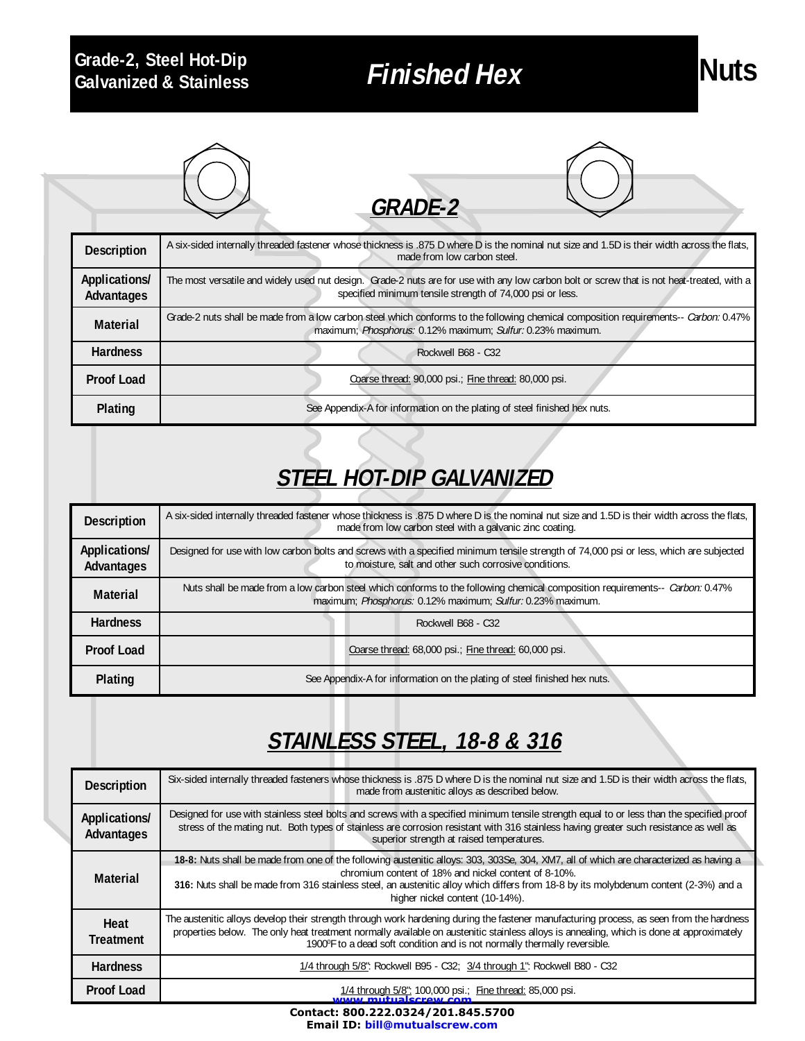# Grade-2, Steel Hot-Dip Galvanized & Stainless *Finished Hex* Nuts

## *GRADE-2*

| | |
|---|---|
| **Description** | A six-sided internally threaded fastener whose thickness is .875 D where D is the nominal nut size and 1.5D is their width across the flats, made from low carbon steel. |
| **Applications/ Advantages** | The most versatile and widely used nut design. Grade-2 nuts are for use with any low carbon bolt or screw that is not heat-treated, with a specified minimum tensile strength of 74,000 psi or less. |
| **Material** | Grade-2 nuts shall be made from a low carbon steel which conforms to the following chemical composition requirements-- *Carbon:* 0.47% maximum; *Phosphorus:* 0.12% maximum; *Sulfur:* 0.23% maximum. |
| **Hardness** | Rockwell B68 - C32 |
| **Proof Load** | Coarse thread: 90,000 psi.; Fine thread: 80,000 psi. |
| **Plating** | See Appendix-A for information on the plating of steel finished hex nuts. |

## *STEEL HOT-DIP GALVANIZED*

| | |
|---|---|
| **Description** | A six-sided internally threaded fastener whose thickness is .875 D where D is the nominal nut size and 1.5D is their width across the flats, made from low carbon steel with a galvanic zinc coating. |
| **Applications/ Advantages** | Designed for use with low carbon bolts and screws with a specified minimum tensile strength of 74,000 psi or less, which are subjected to moisture, salt and other such corrosive conditions. |
| **Material** | Nuts shall be made from a low carbon steel which conforms to the following chemical composition requirements-- *Carbon:* 0.47% maximum; *Phosphorus:* 0.12% maximum; *Sulfur:* 0.23% maximum. |
| **Hardness** | Rockwell B68 - C32 |
| **Proof Load** | Coarse thread: 68,000 psi.; Fine thread: 60,000 psi. |
| **Plating** | See Appendix-A for information on the plating of steel finished hex nuts. |

## *STAINLESS STEEL, 18-8 & 316*

| | |
|---|---|
| **Description** | Six-sided internally threaded fasteners whose thickness is .875 D where D is the nominal nut size and 1.5D is their width across the flats, made from austenitic alloys as described below. |
| **Applications/ Advantages** | Designed for use with stainless steel bolts and screws with a specified minimum tensile strength equal to or less than the specified proof stress of the mating nut. Both types of stainless are corrosion resistant with 316 stainless having greater such resistance as well as superior strength at raised temperatures. |
| **Material** | **18-8:** Nuts shall be made from one of the following austenitic alloys: 303, 303Se, 304, XM7, all of which are characterized as having a chromium content of 18% and nickel content of 8-10%. **316:** Nuts shall be made from 316 stainless steel, an austenitic alloy which differs from 18-8 by its molybdenum content (2-3%) and a higher nickel content (10-14%). |
| **Heat Treatment** | The austenitic alloys develop their strength through work hardening during the fastener manufacturing process, as seen from the hardness properties below. The only heat treatment normally available on austenitic stainless alloys is annealing, which is done at approximately 1900ºF to a dead soft condition and is not normally thermally reversible. |
| **Hardness** | 1/4 through 5/8": Rockwell B95 - C32; 3/4 through 1": Rockwell B80 - C32 |
| **Proof Load** | 1/4 through 5/8": 100,000 psi.; Fine thread: 85,000 psi. |

www.mutualscrew.com

Contact: 800.222.0324/201.845.5700
Email ID: bill@mutualscrew.com